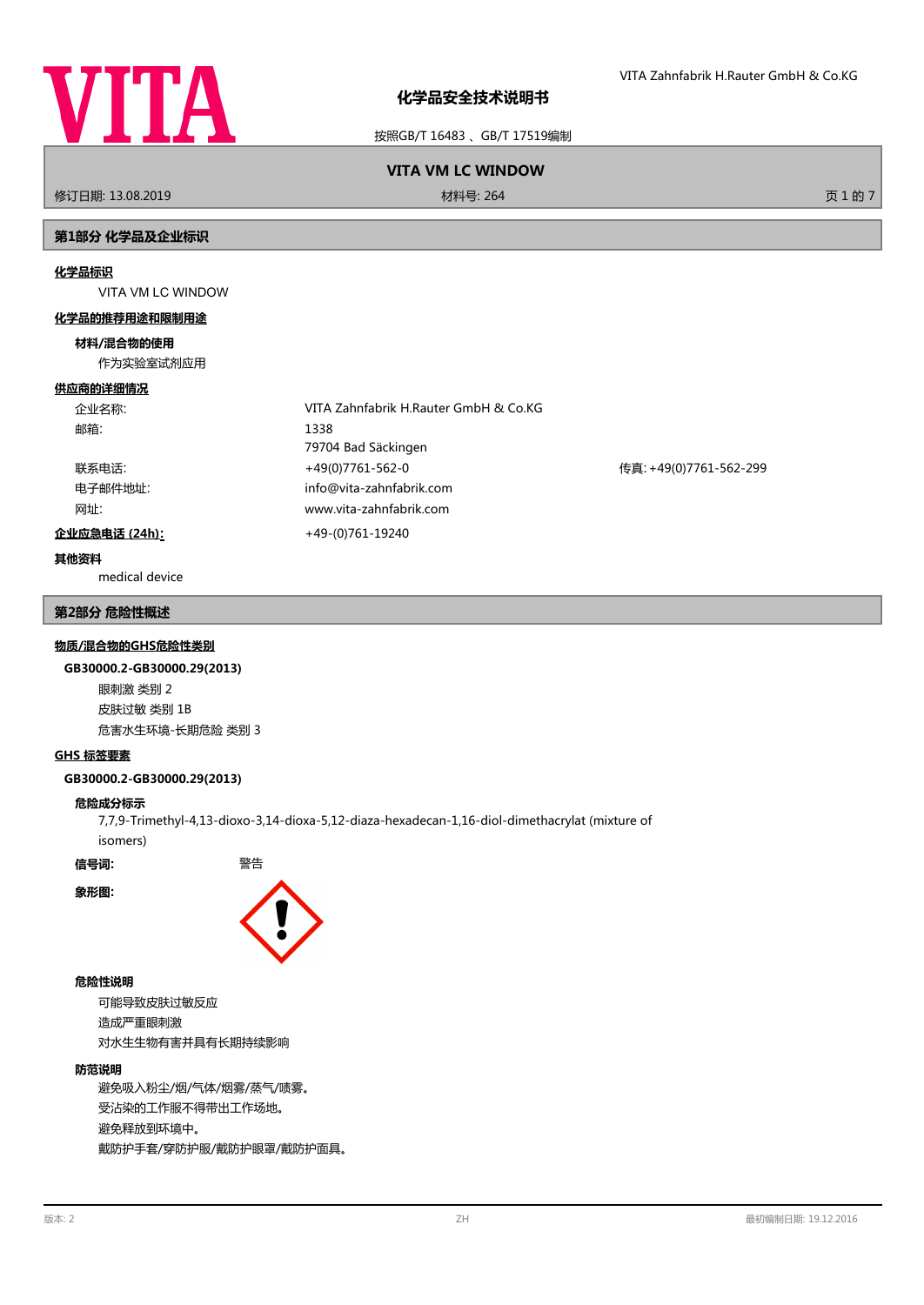# 化学品安全技术说明书

按照GB/T 16483 、GB/T 17519编制

**VITA VM LC WINDOW**

修订日期: 13.08.2019　　材料号: 264

## 第1部分 化学品及企业标识

**化学品标识**

VITA VM LC WINDOW

**化学品的推荐用途和限制用途**

**材料/混合物的使用**

作为实验室试剂应用

**供应商的详细情况**

| | | |
|---|---|---|
| 企业名称: | VITA Zahnfabrik H.Rauter GmbH & Co.KG | |
| 邮箱: | 1338<br>79704 Bad Säckingen | |
| 联系电话: | +49(0)7761-562-0 | 传真: +49(0)7761-562-299 |
| 电子邮件地址: | info@vita-zahnfabrik.com | |
| 网址: | www.vita-zahnfabrik.com | |

**企业应急电话 (24h):** +49-(0)761-19240

**其他资料**

medical device

## 第2部分 危险性概述

**物质/混合物的GHS危险性类别**

**GB30000.2-GB30000.29(2013)**

眼刺激 类别 2
皮肤过敏 类别 1B
危害水生环境-长期危险 类别 3

**GHS 标签要素**

**GB30000.2-GB30000.29(2013)**

**危险成分标示**

7,7,9-Trimethyl-4,13-dioxo-3,14-dioxa-5,12-diaza-hexadecan-1,16-diol-dimethacrylat (mixture of isomers)

**信号词:** 警告

**象形图:**

**危险性说明**

可能导致皮肤过敏反应
造成严重眼刺激
对水生生物有害并具有长期持续影响

**防范说明**

避免吸入粉尘/烟/气体/烟雾/蒸气/喷雾。
受沾染的工作服不得带出工作场地。
避免释放到环境中。
戴防护手套/穿防护服/戴防护眼罩/戴防护面具。

版本: 2　　ZH　　最初编制日期: 19.12.2016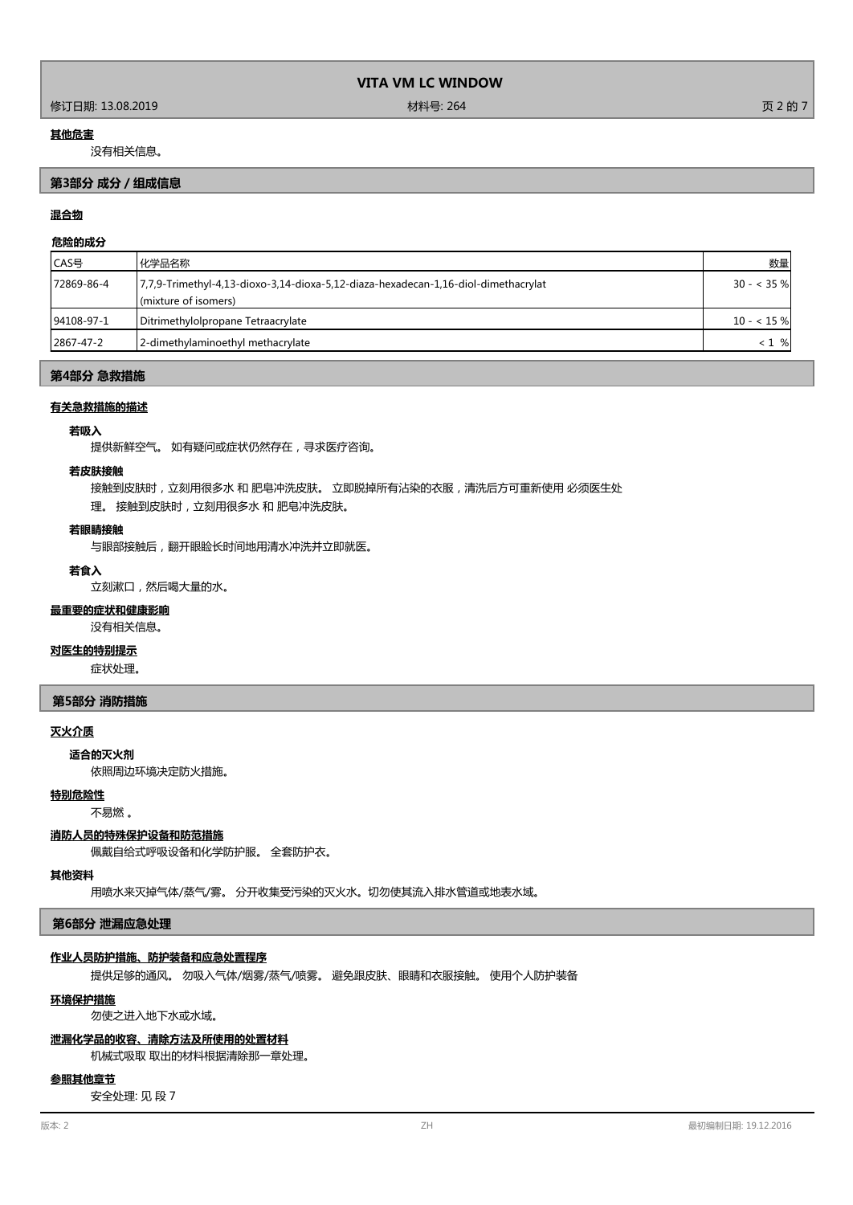#### 其他危害

没有相关信息。

## 第3部分 成分 / 组成信息

#### 混合物

#### 危险的成分

| CAS号 | 化学品名称 | 数量 |
|---|---|---|
| 72869-86-4 | 7,7,9-Trimethyl-4,13-dioxo-3,14-dioxa-5,12-diaza-hexadecan-1,16-diol-dimethacrylat (mixture of isomers) | 30 - < 35 % |
| 94108-97-1 | Ditrimethylolpropane Tetraacrylate | 10 - < 15 % |
| 2867-47-2 | 2-dimethylaminoethyl methacrylate | < 1 % |

## 第4部分 急救措施

#### 有关急救措施的描述

**若吸入**

提供新鲜空气。 如有疑问或症状仍然存在，寻求医疗咨询。

**若皮肤接触**

接触到皮肤时，立刻用很多水 和 肥皂冲洗皮肤。 立即脱掉所有沾染的衣服，清洗后方可重新使用 必须医生处理。 接触到皮肤时，立刻用很多水 和 肥皂冲洗皮肤。

**若眼睛接触**

与眼部接触后，翻开眼睑长时间地用清水冲洗并立即就医。

**若食入**

立刻漱口，然后喝大量的水。

#### 最重要的症状和健康影响

没有相关信息。

#### 对医生的特别提示

症状处理。

## 第5部分 消防措施

#### 灭火介质

**适合的灭火剂**

依照周边环境决定防火措施。

#### 特别危险性

不易燃 。

#### 消防人员的特殊保护设备和防范措施

佩戴自给式呼吸设备和化学防护服。 全套防护衣。

#### 其他资料

用喷水来灭掉气体/蒸气/雾。 分开收集受污染的灭火水。切勿使其流入排水管道或地表水域。

## 第6部分 泄漏应急处理

#### 作业人员防护措施、防护装备和应急处置程序

提供足够的通风。 勿吸入气体/烟雾/蒸气/喷雾。 避免跟皮肤、眼睛和衣服接触。 使用个人防护装备

#### 环境保护措施

勿使之进入地下水或水域。

#### 泄漏化学品的收容、清除方法及所使用的处置材料

机械式吸取 取出的材料根据清除那一章处理。

#### 参照其他章节

安全处理: 见 段 7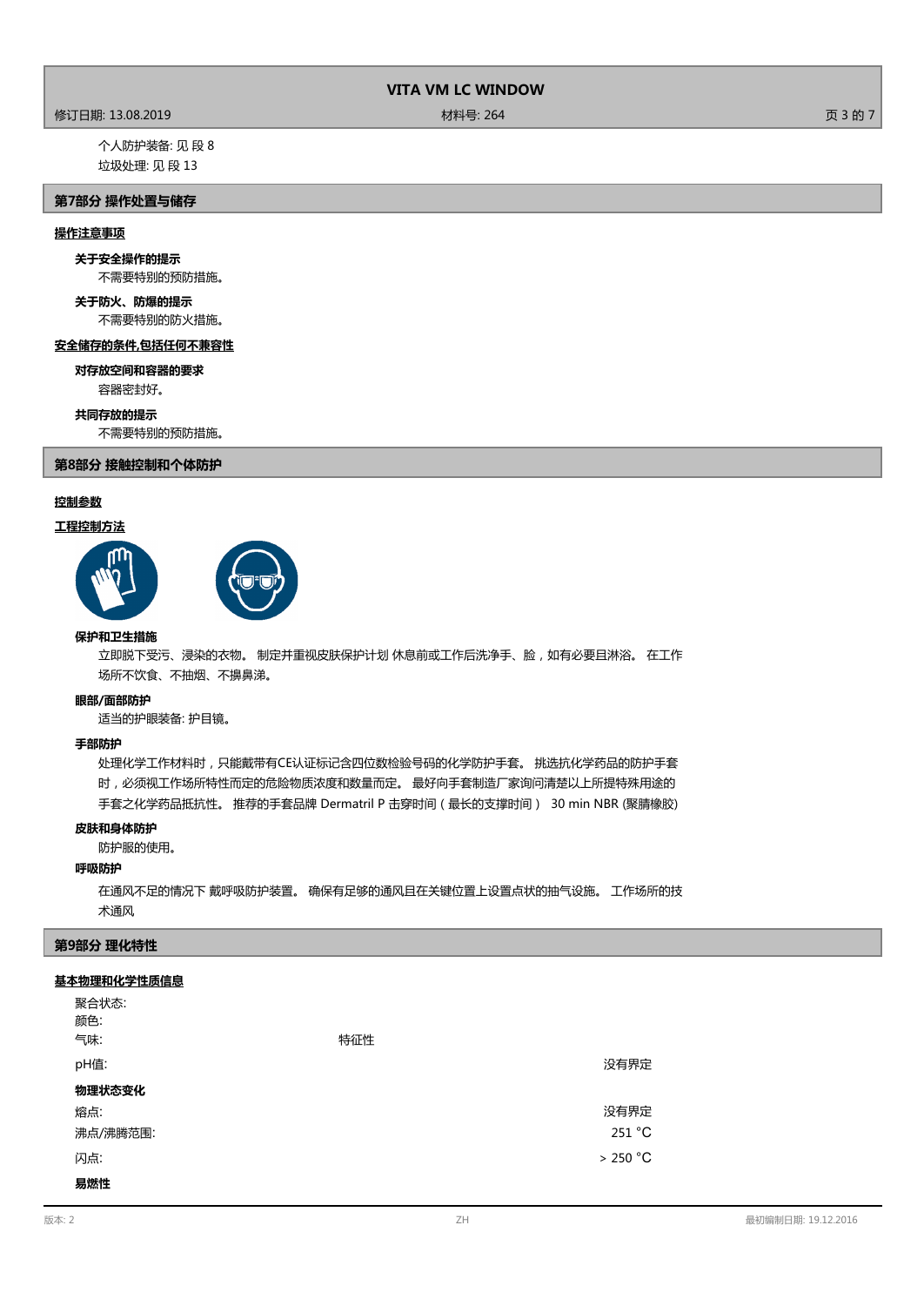个人防护装备: 见 段 8

垃圾处理: 见 段 13

## 第7部分 操作处置与储存

**操作注意事项**

**关于安全操作的提示**

不需要特别的预防措施。

**关于防火、防爆的提示**

不需要特别的防火措施。

**安全储存的条件,包括任何不兼容性**

**对存放空间和容器的要求**

容器密封好。

**共同存放的提示**

不需要特别的预防措施。

## 第8部分 接触控制和个体防护

**控制参数**

**工程控制方法**

**保护和卫生措施**

立即脱下受污、浸染的衣物。 制定并重视皮肤保护计划 休息前或工作后洗净手、脸，如有必要且淋浴。 在工作场所不饮食、不抽烟、不擤鼻涕。

**眼部/面部防护**

适当的护眼装备: 护目镜。

**手部防护**

处理化学工作材料时，只能戴带有CE认证标记含四位数检验号码的化学防护手套。 挑选抗化学药品的防护手套时，必须视工作场所特性而定的危险物质浓度和数量而定。 最好向手套制造厂家询问清楚以上所提特殊用途的手套之化学药品抵抗性。 推荐的手套品牌 Dermatril P 击穿时间（最长的支撑时间） 30 min NBR (聚腈橡胶)

**皮肤和身体防护**

防护服的使用。

**呼吸防护**

在通风不足的情况下 戴呼吸防护装置。 确保有足够的通风且在关键位置上设置点状的抽气设施。 工作场所的技术通风

## 第9部分 理化特性

**基本物理和化学性质信息**

| | | |
|---|---|---|
| 聚合状态: | | |
| 颜色: | | |
| 气味: | 特征性 | |
| pH值: | | 没有界定 |
| **物理状态变化** | | |
| 熔点: | | 没有界定 |
| 沸点/沸腾范围: | | 251 °C |
| 闪点: | | > 250 °C |
| **易燃性** | | |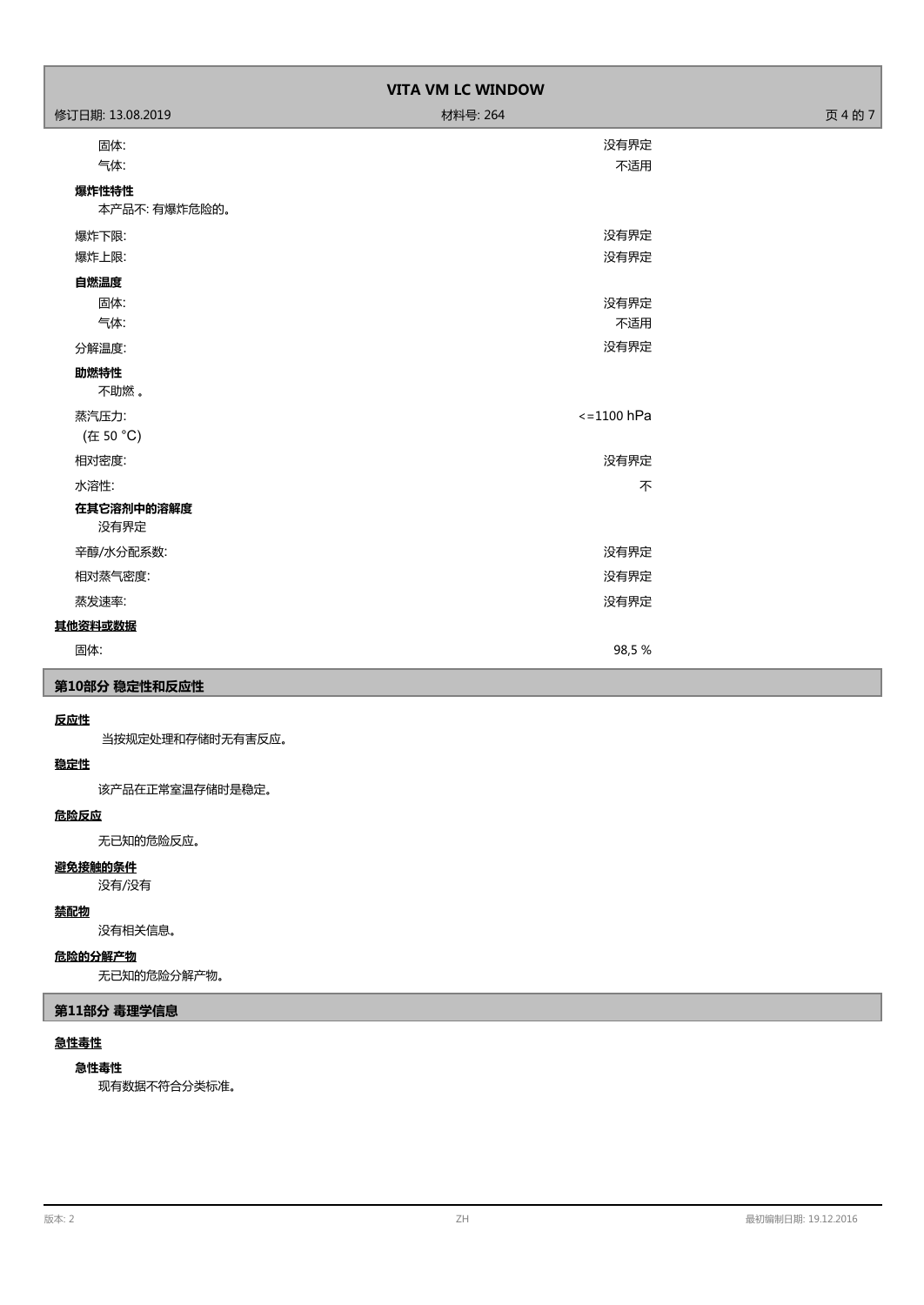固体: 没有界定

气体: 不适用

**爆炸性特性**

本产品不: 有爆炸危险的。

爆炸下限: 没有界定

爆炸上限: 没有界定

**自燃温度**

固体: 没有界定

气体: 不适用

分解温度: 没有界定

**助燃特性**

不助燃 。

蒸汽压力: <=1100 hPa
(在 50 °C)

相对密度: 没有界定

水溶性: 不

**在其它溶剂中的溶解度**

没有界定

辛醇/水分配系数: 没有界定

相对蒸气密度: 没有界定

蒸发速率: 没有界定

**其他资料或数据**

固体: 98,5 %

## 第10部分 稳定性和反应性

**反应性**

当按规定处理和存储时无有害反应。

**稳定性**

该产品在正常室温存储时是稳定。

**危险反应**

无已知的危险反应。

**避免接触的条件**

没有/没有

**禁配物**

没有相关信息。

**危险的分解产物**

无已知的危险分解产物。

## 第11部分 毒理学信息

**急性毒性**

**急性毒性**

现有数据不符合分类标准。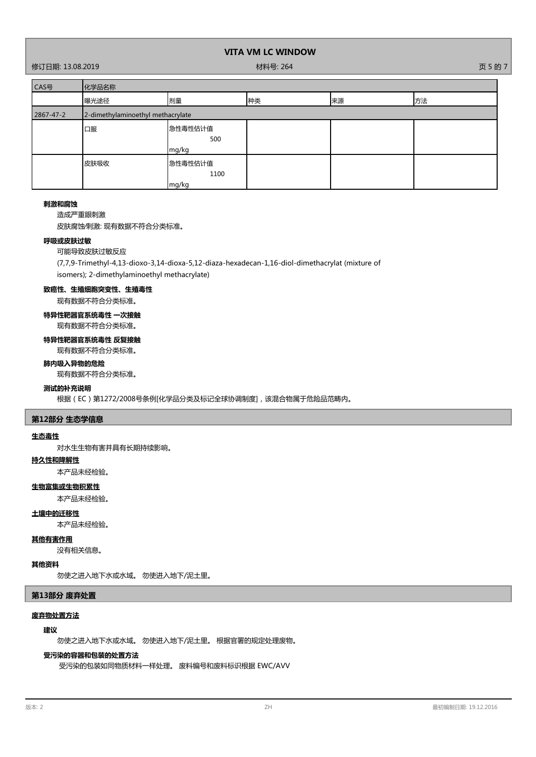| CAS号 | 化学品名称 | | | | |
|---|---|---|---|---|---|
| | 曝光途径 | 剂量 | 种类 | 来源 | 方法 |
| 2867-47-2 | 2-dimethylaminoethyl methacrylate | | | | |
| | 口服 | 急性毒性估计值 500 mg/kg | | | |
| | 皮肤吸收 | 急性毒性估计值 1100 mg/kg | | | |

**刺激和腐蚀**

造成严重眼刺激

皮肤腐蚀/刺激: 现有数据不符合分类标准。

**呼吸或皮肤过敏**

可能导致皮肤过敏反应

(7,7,9-Trimethyl-4,13-dioxo-3,14-dioxa-5,12-diaza-hexadecan-1,16-diol-dimethacrylat (mixture of isomers); 2-dimethylaminoethyl methacrylate)

**致癌性、生殖细胞突变性、生殖毒性**

现有数据不符合分类标准。

**特异性靶器官系统毒性 一次接触**

现有数据不符合分类标准。

**特异性靶器官系统毒性 反复接触**

现有数据不符合分类标准。

**肺内吸入异物的危险**

现有数据不符合分类标准。

**测试的补充说明**

根据（EC）第1272/2008号条例[化学品分类及标记全球协调制度]，该混合物属于危险品范畴内。

## 第12部分 生态学信息

**生态毒性**

对水生生物有害并具有长期持续影响。

**持久性和降解性**

本产品未经检验。

**生物富集或生物积累性**

本产品未经检验。

**土壤中的迁移性**

本产品未经检验。

**其他有害作用**

没有相关信息。

**其他资料**

勿使之进入地下水或水域。 勿使进入地下/泥土里。

## 第13部分 废弃处置

**废弃物处置方法**

**建议**

勿使之进入地下水或水域。 勿使进入地下/泥土里。 根据官署的规定处理废物。

**受污染的容器和包装的处置方法**

受污染的包装如同物质材料一样处理。 废料编号和废料标识根据 EWC/AVV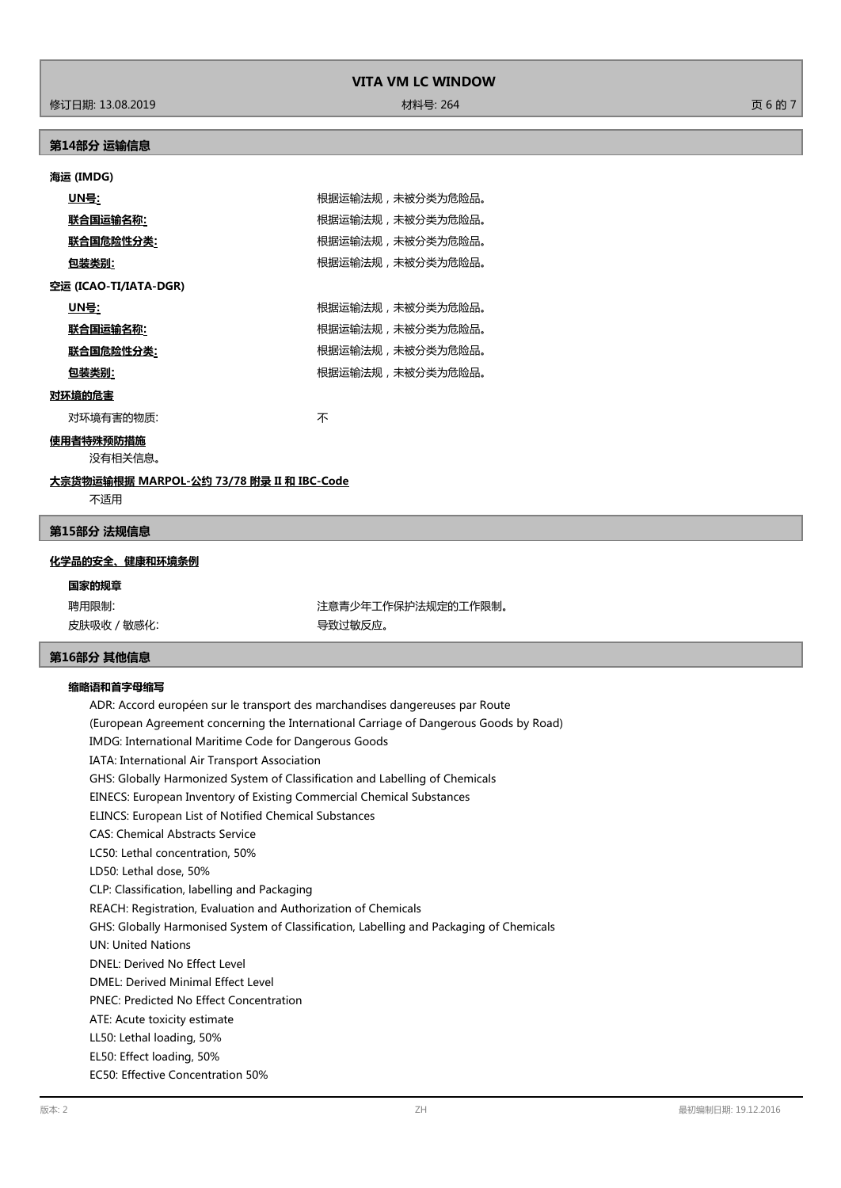## 第14部分 运输信息

**海运 (IMDG)**

| | |
|---|---|
| **UN号:** | 根据运输法规，未被分类为危险品。 |
| **联合国运输名称:** | 根据运输法规，未被分类为危险品。 |
| **联合国危险性分类:** | 根据运输法规，未被分类为危险品。 |
| **包装类别:** | 根据运输法规，未被分类为危险品。 |

**空运 (ICAO-TI/IATA-DGR)**

| | |
|---|---|
| **UN号:** | 根据运输法规，未被分类为危险品。 |
| **联合国运输名称:** | 根据运输法规，未被分类为危险品。 |
| **联合国危险性分类:** | 根据运输法规，未被分类为危险品。 |
| **包装类别:** | 根据运输法规，未被分类为危险品。 |

**对环境的危害**

对环境有害的物质: 不

**使用者特殊预防措施**

没有相关信息。

**大宗货物运输根据 MARPOL-公约 73/78 附录 II 和 IBC-Code**

不适用

## 第15部分 法规信息

**化学品的安全、健康和环境条例**

**国家的规章**

| | |
|---|---|
| 聘用限制: | 注意青少年工作保护法规定的工作限制。 |
| 皮肤吸收 / 敏感化: | 导致过敏反应。 |

## 第16部分 其他信息

**缩略语和首字母缩写**

ADR: Accord européen sur le transport des marchandises dangereuses par Route
(European Agreement concerning the International Carriage of Dangerous Goods by Road)
IMDG: International Maritime Code for Dangerous Goods
IATA: International Air Transport Association
GHS: Globally Harmonized System of Classification and Labelling of Chemicals
EINECS: European Inventory of Existing Commercial Chemical Substances
ELINCS: European List of Notified Chemical Substances
CAS: Chemical Abstracts Service
LC50: Lethal concentration, 50%
LD50: Lethal dose, 50%
CLP: Classification, labelling and Packaging
REACH: Registration, Evaluation and Authorization of Chemicals
GHS: Globally Harmonised System of Classification, Labelling and Packaging of Chemicals
UN: United Nations
DNEL: Derived No Effect Level
DMEL: Derived Minimal Effect Level
PNEC: Predicted No Effect Concentration
ATE: Acute toxicity estimate
LL50: Lethal loading, 50%
EL50: Effect loading, 50%
EC50: Effective Concentration 50%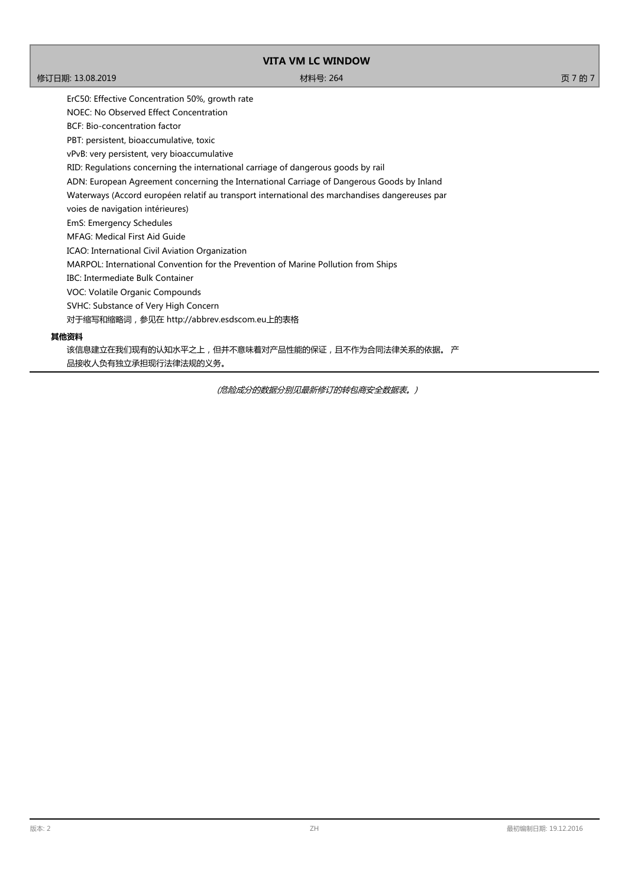ErC50: Effective Concentration 50%, growth rate

NOEC: No Observed Effect Concentration

BCF: Bio-concentration factor

PBT: persistent, bioaccumulative, toxic

vPvB: very persistent, very bioaccumulative

RID: Regulations concerning the international carriage of dangerous goods by rail

ADN: European Agreement concerning the International Carriage of Dangerous Goods by Inland Waterways (Accord européen relatif au transport international des marchandises dangereuses par voies de navigation intérieures)

EmS: Emergency Schedules

MFAG: Medical First Aid Guide

ICAO: International Civil Aviation Organization

MARPOL: International Convention for the Prevention of Marine Pollution from Ships

IBC: Intermediate Bulk Container

VOC: Volatile Organic Compounds

SVHC: Substance of Very High Concern

对于缩写和缩略词，参见在 http://abbrev.esdscom.eu上的表格

**其他资料**

该信息建立在我们现有的认知水平之上，但并不意味着对产品性能的保证，且不作为合同法律关系的依据。 产品接收人负有独立承担现行法律法规的义务。

*(危险成分的数据分别见最新修订的转包商安全数据表。)*